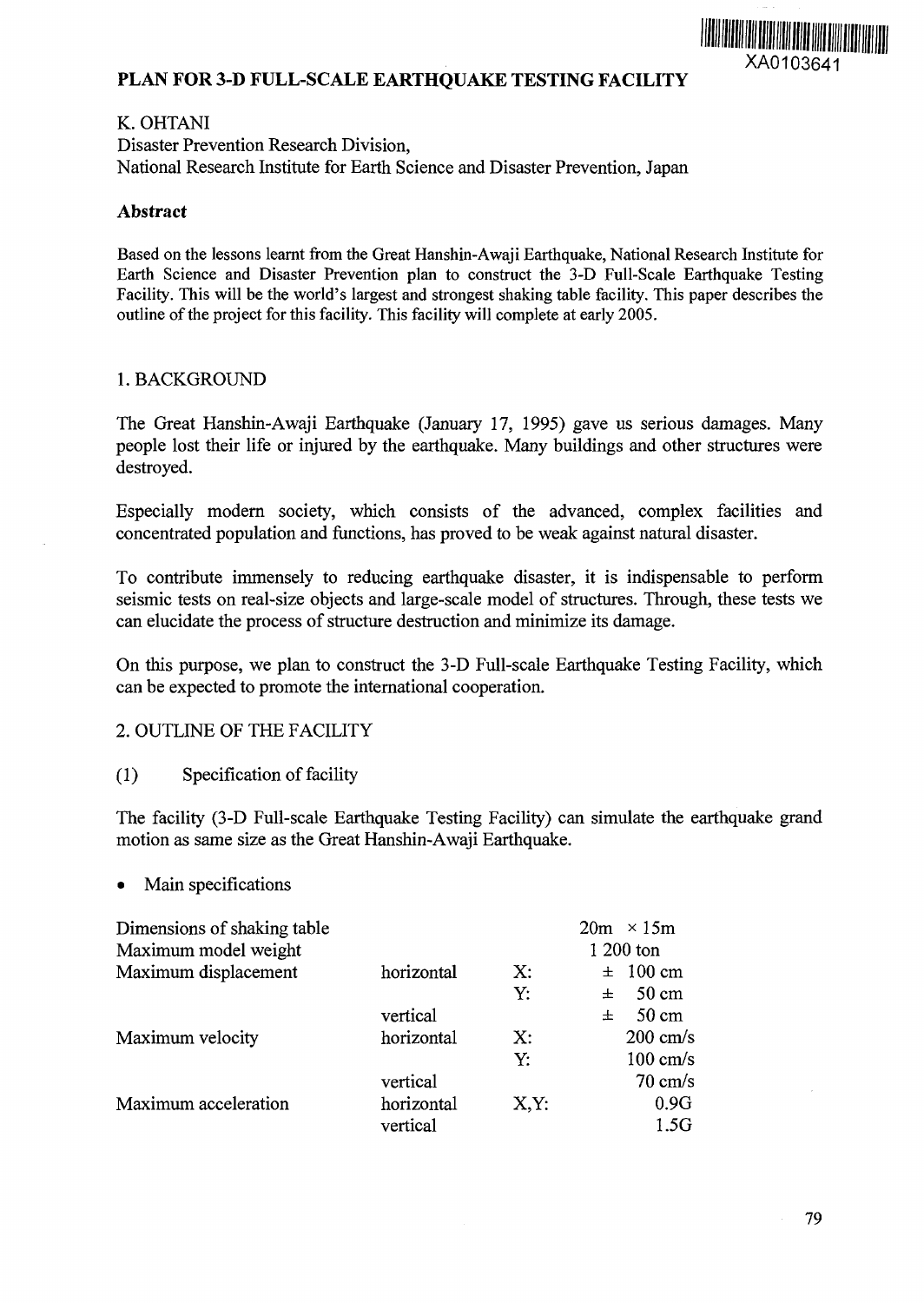XA0103641

# PLAN FOR 3-D FULL-SCALE EARTHQUAKE TESTING FACILITY

K. OHTANI
Disaster Prevention Research Division,
National Research Institute for Earth Science and Disaster Prevention, Japan

## Abstract

Based on the lessons learnt from the Great Hanshin-Awaji Earthquake, National Research Institute for Earth Science and Disaster Prevention plan to construct the 3-D Full-Scale Earthquake Testing Facility. This will be the world's largest and strongest shaking table facility. This paper describes the outline of the project for this facility. This facility will complete at early 2005.

## 1. BACKGROUND

The Great Hanshin-Awaji Earthquake (January 17, 1995) gave us serious damages. Many people lost their life or injured by the earthquake. Many buildings and other structures were destroyed.

Especially modern society, which consists of the advanced, complex facilities and concentrated population and functions, has proved to be weak against natural disaster.

To contribute immensely to reducing earthquake disaster, it is indispensable to perform seismic tests on real-size objects and large-scale model of structures. Through, these tests we can elucidate the process of structure destruction and minimize its damage.

On this purpose, we plan to construct the 3-D Full-scale Earthquake Testing Facility, which can be expected to promote the international cooperation.

## 2. OUTLINE OF THE FACILITY

### (1) Specification of facility

The facility (3-D Full-scale Earthquake Testing Facility) can simulate the earthquake grand motion as same size as the Great Hanshin-Awaji Earthquake.

- Main specifications

| | | | |
|---|---|---|---|
| Dimensions of shaking table | | | 20m × 15m |
| Maximum model weight | | | 1 200 ton |
| Maximum displacement | horizontal | X: | ± 100 cm |
| | | Y: | ± 50 cm |
| | vertical | | ± 50 cm |
| Maximum velocity | horizontal | X: | 200 cm/s |
| | | Y: | 100 cm/s |
| | vertical | | 70 cm/s |
| Maximum acceleration | horizontal | X,Y: | 0.9G |
| | vertical | | 1.5G |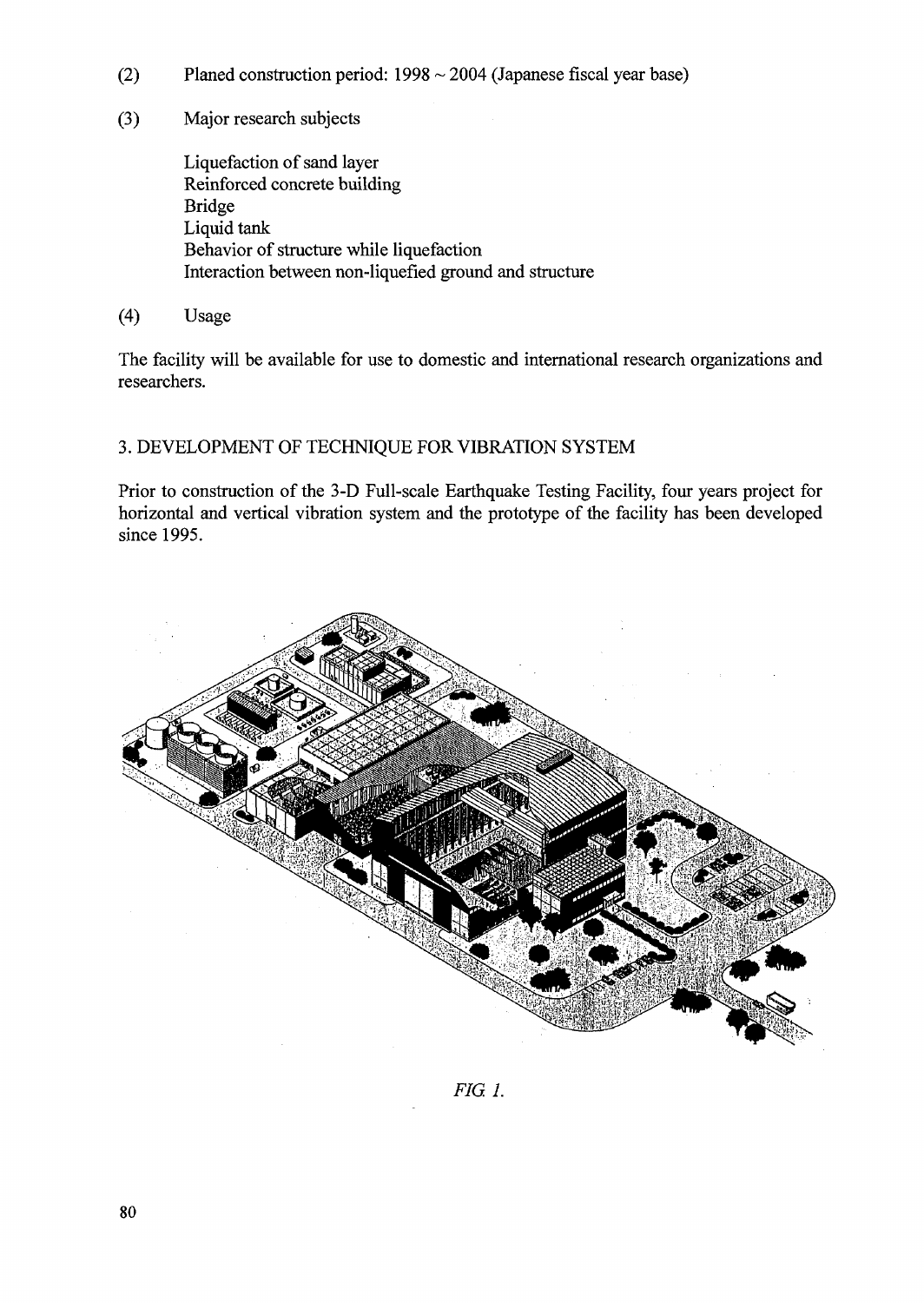(2) Planed construction period: 1998 ~ 2004 (Japanese fiscal year base)

(3) Major research subjects

Liquefaction of sand layer
Reinforced concrete building
Bridge
Liquid tank
Behavior of structure while liquefaction
Interaction between non-liquefied ground and structure

(4) Usage

The facility will be available for use to domestic and international research organizations and researchers.

## 3. DEVELOPMENT OF TECHNIQUE FOR VIBRATION SYSTEM

Prior to construction of the 3-D Full-scale Earthquake Testing Facility, four years project for horizontal and vertical vibration system and the prototype of the facility has been developed since 1995.

*FIG. 1.*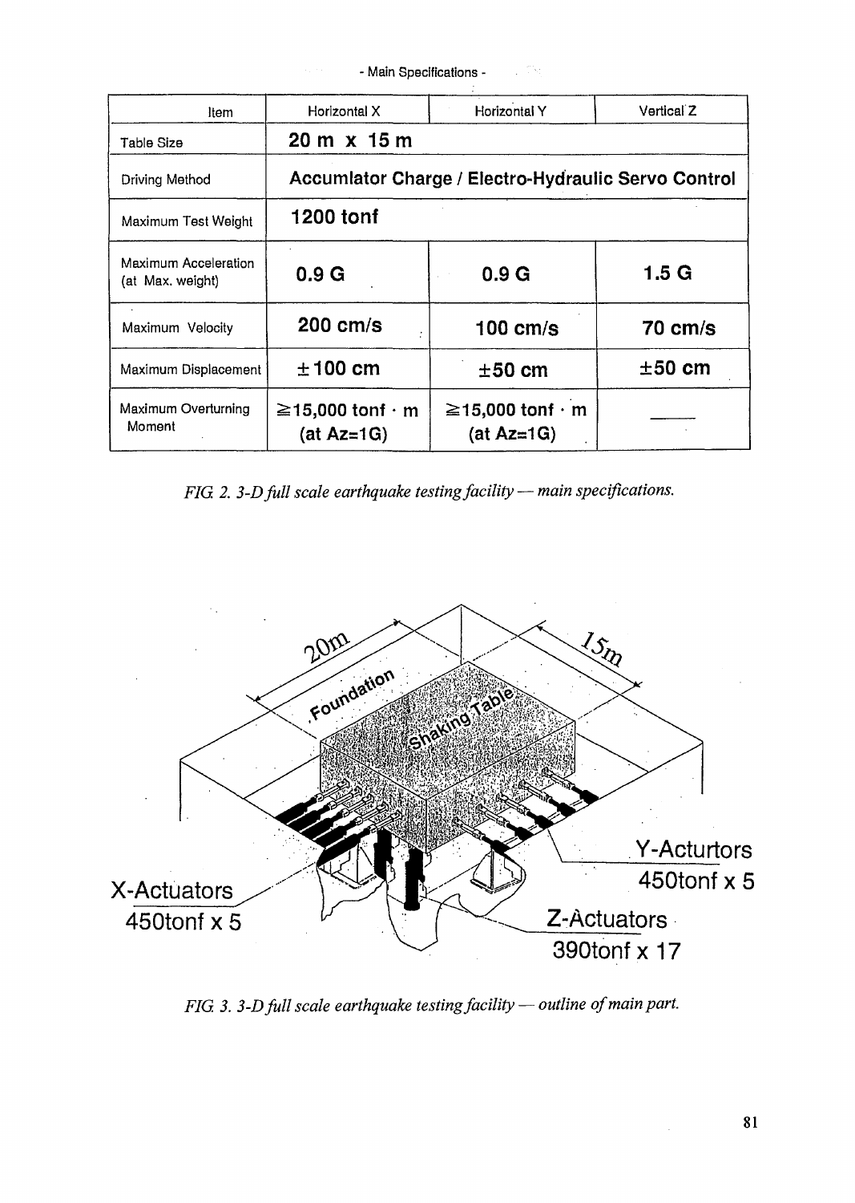- Main Specifications -

| Item | Horizontal X | Horizontal Y | Vertical Z |
| --- | --- | --- | --- |
| Table Size | 20 m x 15 m | | |
| Driving Method | Accumulator Charge / Electro-Hydraulic Servo Control | | |
| Maximum Test Weight | 1200 tonf | | |
| Maximum Acceleration (at Max. weight) | 0.9 G | 0.9 G | 1.5 G |
| Maximum Velocity | 200 cm/s | 100 cm/s | 70 cm/s |
| Maximum Displacement | ±100 cm | ±50 cm | ±50 cm |
| Maximum Overturning Moment | ≧15,000 tonf · m (at Az=1G) | ≧15,000 tonf · m (at Az=1G) | ――― |

*FIG. 2. 3-D full scale earthquake testing facility — main specifications.*

20m

15m

Foundation

Shaking Table

X-Actuators
450tonf x 5

Y-Acturtors
450tonf x 5

Z-Actuators
390tonf x 17

*FIG. 3. 3-D full scale earthquake testing facility — outline of main part.*